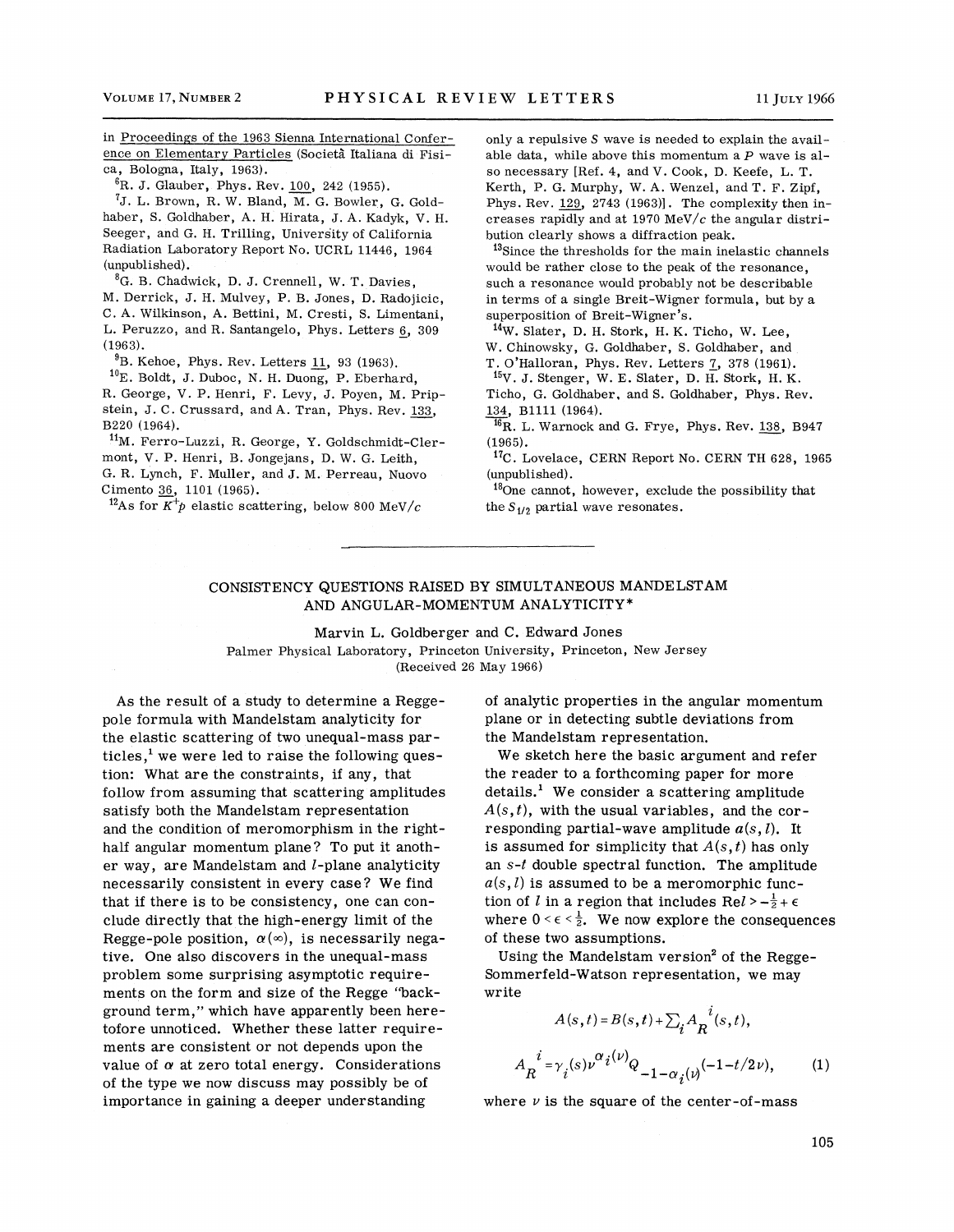in Proceedings of the 1963 Sienna International Conference on Elementary Particles (Società Italiana di Fisica, Bologna, Italy, 1963).

[6]R. J. Glauber, Phys. Rev. 100, 242 (1955).

[7]J. L. Brown, R. W. Bland, M. G. Bowler, G. Goldhaber, S. Goldhaber, A. H. Hirata, J. A. Kadyk, V. H. Seeger, and G. H. Trilling, University of California Radiation Laboratory Report No. UCRL 11446, 1964 (unpublished).

[8]G. B. Chadwick, D. J. Crennell, W. T. Davies, M. Derrick, J. H. Mulvey, P. B. Jones, D. Radojicic, C. A. Wilkinson, A. Bettini, M. Cresti, S. Limentani, L. Peruzzo, and R. Santangelo, Phys. Letters 6, 309 (1963).

[9]B. Kehoe, Phys. Rev. Letters 11, 93 (1963).

[10]E. Boldt, J. Duboc, N. H. Duong, P. Eberhard, R. George, V. P. Henri, F. Levy, J. Poyen, M. Pripstein, J. C. Crussard, and A. Tran, Phys. Rev. 133, B220 (1964).

[11]M. Ferro-Luzzi, R. George, Y. Goldschmidt-Clermont, V. P. Henri, B. Jongejans, D. W. G. Leith, G. R. Lynch, F. Muller, and J. M. Perreau, Nuovo Cimento 36, 1101 (1965).

[12]As for $K^+p$ elastic scattering, below 800 MeV/$c$ only a repulsive $S$ wave is needed to explain the available data, while above this momentum a $P$ wave is also necessary [Ref. 4, and V. Cook, D. Keefe, L. T. Kerth, P. G. Murphy, W. A. Wenzel, and T. F. Zipf, Phys. Rev. 129, 2743 (1963)]. The complexity then increases rapidly and at 1970 MeV/$c$ the angular distribution clearly shows a diffraction peak.

[13]Since the thresholds for the main inelastic channels would be rather close to the peak of the resonance, such a resonance would probably not be describable in terms of a single Breit-Wigner formula, but by a superposition of Breit-Wigner's.

[14]W. Slater, D. H. Stork, H. K. Ticho, W. Lee, W. Chinowsky, G. Goldhaber, S. Goldhaber, and T. O'Halloran, Phys. Rev. Letters 7, 378 (1961).

[15]V. J. Stenger, W. E. Slater, D. H. Stork, H. K. Ticho, G. Goldhaber, and S. Goldhaber, Phys. Rev. 134, B1111 (1964).

[16]R. L. Warnock and G. Frye, Phys. Rev. 138, B947 (1965).

[17]C. Lovelace, CERN Report No. CERN TH 628, 1965 (unpublished).

[18]One cannot, however, exclude the possibility that the $S_{1/2}$ partial wave resonates.

---

## CONSISTENCY QUESTIONS RAISED BY SIMULTANEOUS MANDELSTAM AND ANGULAR-MOMENTUM ANALYTICITY*

Marvin L. Goldberger and C. Edward Jones

Palmer Physical Laboratory, Princeton University, Princeton, New Jersey

(Received 26 May 1966)

As the result of a study to determine a Regge-pole formula with Mandelstam analyticity for the elastic scattering of two unequal-mass particles,[1] we were led to raise the following question: What are the constraints, if any, that follow from assuming that scattering amplitudes satisfy both the Mandelstam representation and the condition of meromorphism in the right-half angular momentum plane? To put it another way, are Mandelstam and $l$-plane analyticity necessarily consistent in every case? We find that if there is to be consistency, one can conclude directly that the high-energy limit of the Regge-pole position, $\alpha(\infty)$, is necessarily negative. One also discovers in the unequal-mass problem some surprising asymptotic requirements on the form and size of the Regge "background term," which have apparently been heretofore unnoticed. Whether these latter requirements are consistent or not depends upon the value of $\alpha$ at zero total energy. Considerations of the type we now discuss may possibly be of importance in gaining a deeper understanding of analytic properties in the angular momentum plane or in detecting subtle deviations from the Mandelstam representation.

We sketch here the basic argument and refer the reader to a forthcoming paper for more details.[1] We consider a scattering amplitude $A(s,t)$, with the usual variables, and the corresponding partial-wave amplitude $a(s,l)$. It is assumed for simplicity that $A(s,t)$ has only an $s$-$t$ double spectral function. The amplitude $a(s,l)$ is assumed to be a meromorphic function of $l$ in a region that includes $\mathrm{Re}\,l > -\frac{1}{2}+\epsilon$ where $0<\epsilon<\frac{1}{2}$. We now explore the consequences of these two assumptions.

Using the Mandelstam version[2] of the Regge-Sommerfeld-Watson representation, we may write

$$A(s,t) = B(s,t) + \sum_i A_R^{\,i}(s,t),$$

$$A_R^{\,i} = \gamma_i(s)\nu^{\alpha_i(\nu)} Q_{-1-\alpha_i(\nu)}(-1-t/2\nu), \qquad (1)$$

where $\nu$ is the square of the center-of-mass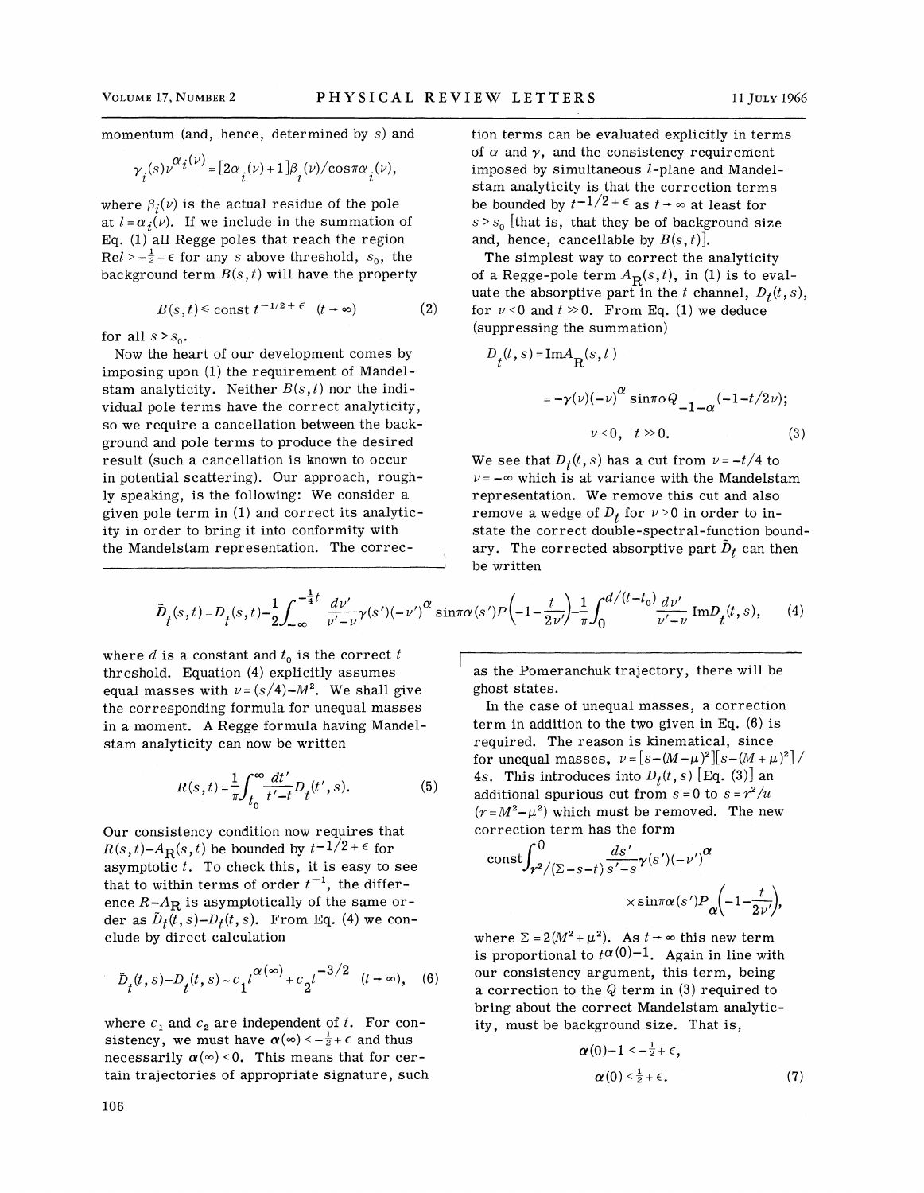momentum (and, hence, determined by $s$) and

$$\gamma_i(s)\nu^{\alpha_i(\nu)} = [2\alpha_i(\nu)+1]\beta_i(\nu)/\cos\pi\alpha_i(\nu),$$

where $\beta_i(\nu)$ is the actual residue of the pole at $l=\alpha_i(\nu)$. If we include in the summation of Eq. (1) all Regge poles that reach the region $\mathrm{Re}\,l > -\frac{1}{2}+\epsilon$ for any $s$ above threshold, $s_0$, the background term $B(s,t)$ will have the property

$$B(s,t) \leq \text{const}\; t^{-1/2+\epsilon} \quad (t\to\infty) \tag{2}$$

for all $s > s_0$.

Now the heart of our development comes by imposing upon (1) the requirement of Mandelstam analyticity. Neither $B(s,t)$ nor the individual pole terms have the correct analyticity, so we require a cancellation between the background and pole terms to produce the desired result (such a cancellation is known to occur in potential scattering). Our approach, roughly speaking, is the following: We consider a given pole term in (1) and correct its analyticity in order to bring it into conformity with the Mandelstam representation. The correction terms can be evaluated explicitly in terms of $\alpha$ and $\gamma$, and the consistency requirement imposed by simultaneous $l$-plane and Mandelstam analyticity is that the correction terms be bounded by $t^{-1/2+\epsilon}$ as $t\to\infty$ at least for $s>s_0$ [that is, that they be of background size and, hence, cancellable by $B(s,t)$].

The simplest way to correct the analyticity of a Regge-pole term $A_{\mathrm{R}}(s,t)$, in (1) is to evaluate the absorptive part in the $t$ channel, $D_t(t,s)$, for $\nu<0$ and $t\gg 0$. From Eq. (1) we deduce (suppressing the summation)

$$D_t(t,s) = \mathrm{Im}A_{\mathrm{R}}(s,t)$$

$$= -\gamma(\nu)(-\nu)^{\alpha}\sin\pi\alpha Q_{-1-\alpha}(-1-t/2\nu);$$

$$\nu<0, \quad t\gg 0. \tag{3}$$

We see that $D_t(t,s)$ has a cut from $\nu=-t/4$ to $\nu=-\infty$ which is at variance with the Mandelstam representation. We remove this cut and also remove a wedge of $D_t$ for $\nu>0$ in order to instate the correct double-spectral-function boundary. The corrected absorptive part $\bar{D}_t$ can then be written

$$\bar{D}_t(s,t) = D_t(s,t) - \frac{1}{2}\int_{-\infty}^{-\frac{1}{4}t}\frac{d\nu'}{\nu'-\nu}\gamma(s')(-\nu')^{\alpha}\sin\pi\alpha(s')P\left(-1-\frac{t}{2\nu'}\right) - \frac{1}{\pi}\int_0^{d/(t-t_0)}\frac{d\nu'}{\nu'-\nu}\mathrm{Im}D_t(t,s), \tag{4}$$

where $d$ is a constant and $t_0$ is the correct $t$ threshold. Equation (4) explicitly assumes equal masses with $\nu=(s/4)-M^2$. We shall give the corresponding formula for unequal masses in a moment. A Regge formula having Mandelstam analyticity can now be written

$$R(s,t) = \frac{1}{\pi}\int_{t_0}^{\infty}\frac{dt'}{t'-t}\bar{D}_t(t',s). \tag{5}$$

Our consistency condition now requires that $R(s,t)-A_{\mathrm{R}}(s,t)$ be bounded by $t^{-1/2+\epsilon}$ for asymptotic $t$. To check this, it is easy to see that to within terms of order $t^{-1}$, the difference $R-A_{\mathrm{R}}$ is asymptotically of the same order as $\bar{D}_t(t,s)-D_t(t,s)$. From Eq. (4) we conclude by direct calculation

$$\bar{D}_t(t,s)-D_t(t,s) \sim c_1 t^{\alpha(\infty)} + c_2 t^{-3/2} \quad (t\to\infty), \tag{6}$$

where $c_1$ and $c_2$ are independent of $t$. For consistency, we must have $\alpha(\infty) < -\frac{1}{2}+\epsilon$ and thus necessarily $\alpha(\infty)<0$. This means that for certain trajectories of appropriate signature, such as the Pomeranchuk trajectory, there will be ghost states.

In the case of unequal masses, a correction term in addition to the two given in Eq. (6) is required. The reason is kinematical, since for unequal masses, $\nu=[s-(M-\mu)^2][s-(M+\mu)^2]/4s$. This introduces into $D_t(t,s)$ [Eq. (3)] an additional spurious cut from $s=0$ to $s=r^2/u$ $(r=M^2-\mu^2)$ which must be removed. The new correction term has the form

$$\text{const}\int_{r^2/(\Sigma-s-t)}^{0}\frac{ds'}{s'-s}\gamma(s')(-\nu')^{\alpha} \times \sin\pi\alpha(s')P_{\alpha}\left(-1-\frac{t}{2\nu'}\right),$$

where $\Sigma=2(M^2+\mu^2)$. As $t\to\infty$ this new term is proportional to $t^{\alpha(0)-1}$. Again in line with our consistency argument, this term, being a correction to the $Q$ term in (3) required to bring about the correct Mandelstam analyticity, must be background size. That is,

$$\alpha(0)-1 < -\tfrac{1}{2}+\epsilon,$$

$$\alpha(0) < \tfrac{1}{2}+\epsilon. \tag{7}$$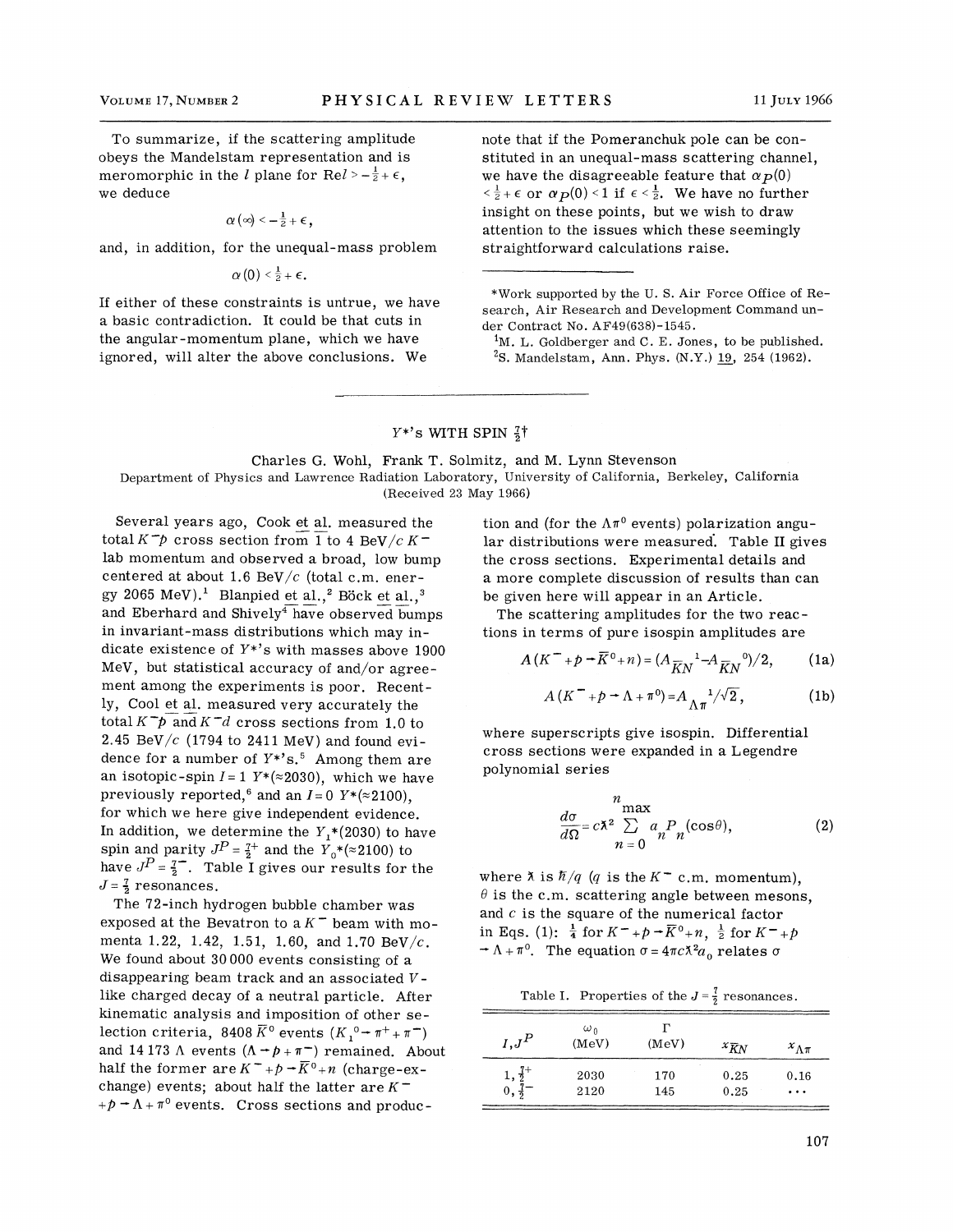To summarize, if the scattering amplitude obeys the Mandelstam representation and is meromorphic in the $l$ plane for $\mathrm{Re}\,l > -\frac{1}{2}+\epsilon$, we deduce

$$\alpha(\infty) < -\tfrac{1}{2}+\epsilon,$$

and, in addition, for the unequal-mass problem

$$\alpha(0) < \tfrac{1}{2}+\epsilon.$$

If either of these constraints is untrue, we have a basic contradiction. It could be that cuts in the angular-momentum plane, which we have ignored, will alter the above conclusions. We note that if the Pomeranchuk pole can be constituted in an unequal-mass scattering channel, we have the disagreeable feature that $\alpha_P(0) < \frac{1}{2}+\epsilon$ or $\alpha_P(0) < 1$ if $\epsilon < \frac{1}{2}$. We have no further insight on these points, but we wish to draw attention to the issues which these seemingly straightforward calculations raise.

---

*Work supported by the U. S. Air Force Office of Research, Air Research and Development Command under Contract No. AF49(638)-1545.

[1] M. L. Goldberger and C. E. Jones, to be published.

[2] S. Mandelstam, Ann. Phys. (N.Y.) 19, 254 (1962).

---

## $Y^*$'s WITH SPIN $\frac{7}{2}$†

Charles G. Wohl, Frank T. Solmitz, and M. Lynn Stevenson

Department of Physics and Lawrence Radiation Laboratory, University of California, Berkeley, California

(Received 23 May 1966)

Several years ago, Cook *et al.* measured the total $K^-p$ cross section from 1 to 4 BeV/$c$ $K^-$ lab momentum and observed a broad, low bump centered at about 1.6 BeV/$c$ (total c.m. energy 2065 MeV).[1] Blanpied *et al.*,[2] Böck *et al.*,[3] and Eberhard and Shively[4] have observed bumps in invariant-mass distributions which may indicate existence of $Y^*$'s with masses above 1900 MeV, but statistical accuracy of and/or agreement among the experiments is poor. Recently, Cool *et al.* measured very accurately the total $K^-p$ and $K^-d$ cross sections from 1.0 to 2.45 BeV/$c$ (1794 to 2411 MeV) and found evidence for a number of $Y^*$'s.[5] Among them are an isotopic-spin $I=1$ $Y^*(\approx 2030)$, which we have previously reported,[6] and an $I=0$ $Y^*(\approx 2100)$, for which we here give independent evidence. In addition, we determine the $Y_1^*(2030)$ to have spin and parity $J^P=\frac{7}{2}^+$ and the $Y_0^*(\approx 2100)$ to have $J^P=\frac{7}{2}^-$. Table I gives our results for the $J=\frac{7}{2}$ resonances.

The 72-inch hydrogen bubble chamber was exposed at the Bevatron to a $K^-$ beam with momenta 1.22, 1.42, 1.51, 1.60, and 1.70 BeV/$c$. We found about 30 000 events consisting of a disappearing beam track and an associated $V$-like charged decay of a neutral particle. After kinematic analysis and imposition of other selection criteria, 8408 $\bar{K}^0$ events ($K_1^0 \to \pi^+ + \pi^-$) and 14 173 $\Lambda$ events ($\Lambda \to p + \pi^-$) remained. About half the former are $K^- + p \to \bar{K}^0 + n$ (charge-exchange) events; about half the latter are $K^- + p \to \Lambda + \pi^0$ events. Cross sections and production and (for the $\Lambda\pi^0$ events) polarization angular distributions were measured. Table II gives the cross sections. Experimental details and a more complete discussion of results than can be given here will appear in an Article.

The scattering amplitudes for the two reactions in terms of pure isospin amplitudes are

$$A(K^- + p \to \bar{K}^0 + n) = (A_{\bar{K}N}^{\ 1} - A_{\bar{K}N}^{\ 0})/2, \tag{1a}$$

$$A(K^- + p \to \Lambda + \pi^0) = A_{\Lambda\pi}^{\ 1}/\sqrt{2}, \tag{1b}$$

where superscripts give isospin. Differential cross sections were expanded in a Legendre polynomial series

$$\frac{d\sigma}{d\Omega} = c\lambda\!\!\!^{-2} \sum_{n=0}^{n_{\max}} a_n P_n(\cos\theta), \tag{2}$$

where $\lambda\!\!\!^{-}$ is $\hbar/q$ ($q$ is the $K^-$ c.m. momentum), $\theta$ is the c.m. scattering angle between mesons, and $c$ is the square of the numerical factor in Eqs. (1): $\frac{1}{4}$ for $K^- + p \to \bar{K}^0 + n$, $\frac{1}{2}$ for $K^- + p \to \Lambda + \pi^0$. The equation $\sigma = 4\pi c\lambda\!\!\!^{-2} a_0$ relates $\sigma$

Table I. Properties of the $J=\frac{7}{2}$ resonances.

| $I, J^P$ | $\omega_0$ (MeV) | $\Gamma$ (MeV) | $x_{\bar{K}N}$ | $x_{\Lambda\pi}$ |
|---|---|---|---|---|
| $1, \frac{7}{2}^+$ | 2030 | 170 | 0.25 | 0.16 |
| $0, \frac{7}{2}^-$ | 2120 | 145 | 0.25 | $\cdots$ |